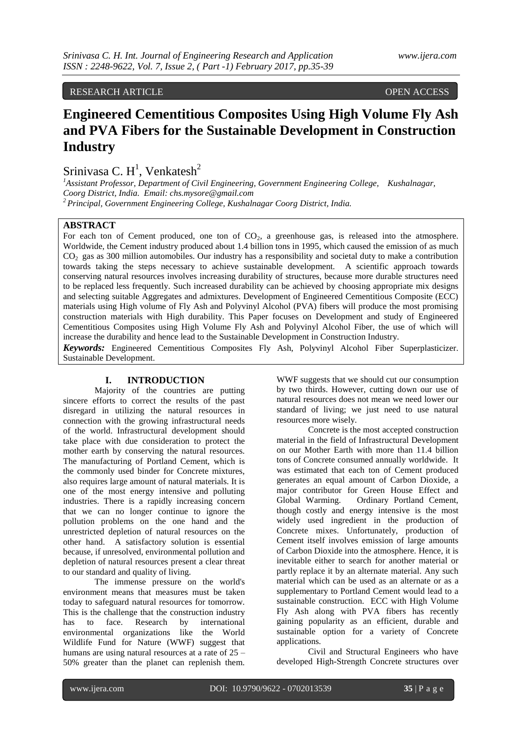RESEARCH ARTICLE OPEN ACCESS

# Engineered Cementitious Composites Using High Volume Fly Ash and PVA Fibers for the Sustainable Development in Construction Industry

Srinivasa C. H[1], Venkatesh[2]

[1]*Assistant Professor, Department of Civil Engineering, Government Engineering College, Kushalnagar, Coorg District, India. Email: chs.mysore@gmail.com*
[2]*Principal, Government Engineering College, Kushalnagar Coorg District, India.*

## ABSTRACT

For each ton of Cement produced, one ton of $CO_2$, a greenhouse gas, is released into the atmosphere. Worldwide, the Cement industry produced about 1.4 billion tons in 1995, which caused the emission of as much $CO_2$ gas as 300 million automobiles. Our industry has a responsibility and societal duty to make a contribution towards taking the steps necessary to achieve sustainable development. A scientific approach towards conserving natural resources involves increasing durability of structures, because more durable structures need to be replaced less frequently. Such increased durability can be achieved by choosing appropriate mix designs and selecting suitable Aggregates and admixtures. Development of Engineered Cementitious Composite (ECC) materials using High volume of Fly Ash and Polyvinyl Alcohol (PVA) fibers will produce the most promising construction materials with High durability. This Paper focuses on Development and study of Engineered Cementitious Composites using High Volume Fly Ash and Polyvinyl Alcohol Fiber, the use of which will increase the durability and hence lead to the Sustainable Development in Construction Industry.

***Keywords:*** Engineered Cementitious Composites Fly Ash, Polyvinyl Alcohol Fiber Superplasticizer. Sustainable Development.

## I. INTRODUCTION

Majority of the countries are putting sincere efforts to correct the results of the past disregard in utilizing the natural resources in connection with the growing infrastructural needs of the world. Infrastructural development should take place with due consideration to protect the mother earth by conserving the natural resources. The manufacturing of Portland Cement, which is the commonly used binder for Concrete mixtures, also requires large amount of natural materials. It is one of the most energy intensive and polluting industries. There is a rapidly increasing concern that we can no longer continue to ignore the pollution problems on the one hand and the unrestricted depletion of natural resources on the other hand. A satisfactory solution is essential because, if unresolved, environmental pollution and depletion of natural resources present a clear threat to our standard and quality of living.

The immense pressure on the world's environment means that measures must be taken today to safeguard natural resources for tomorrow. This is the challenge that the construction industry has to face. Research by international environmental organizations like the World Wildlife Fund for Nature (WWF) suggest that humans are using natural resources at a rate of 25 – 50% greater than the planet can replenish them. WWF suggests that we should cut our consumption by two thirds. However, cutting down our use of natural resources does not mean we need lower our standard of living; we just need to use natural resources more wisely.

Concrete is the most accepted construction material in the field of Infrastructural Development on our Mother Earth with more than 11.4 billion tons of Concrete consumed annually worldwide. It was estimated that each ton of Cement produced generates an equal amount of Carbon Dioxide, a major contributor for Green House Effect and Global Warming. Ordinary Portland Cement, though costly and energy intensive is the most widely used ingredient in the production of Concrete mixes. Unfortunately, production of Cement itself involves emission of large amounts of Carbon Dioxide into the atmosphere. Hence, it is inevitable either to search for another material or partly replace it by an alternate material. Any such material which can be used as an alternate or as a supplementary to Portland Cement would lead to a sustainable construction. ECC with High Volume Fly Ash along with PVA fibers has recently gaining popularity as an efficient, durable and sustainable option for a variety of Concrete applications.

Civil and Structural Engineers who have developed High-Strength Concrete structures over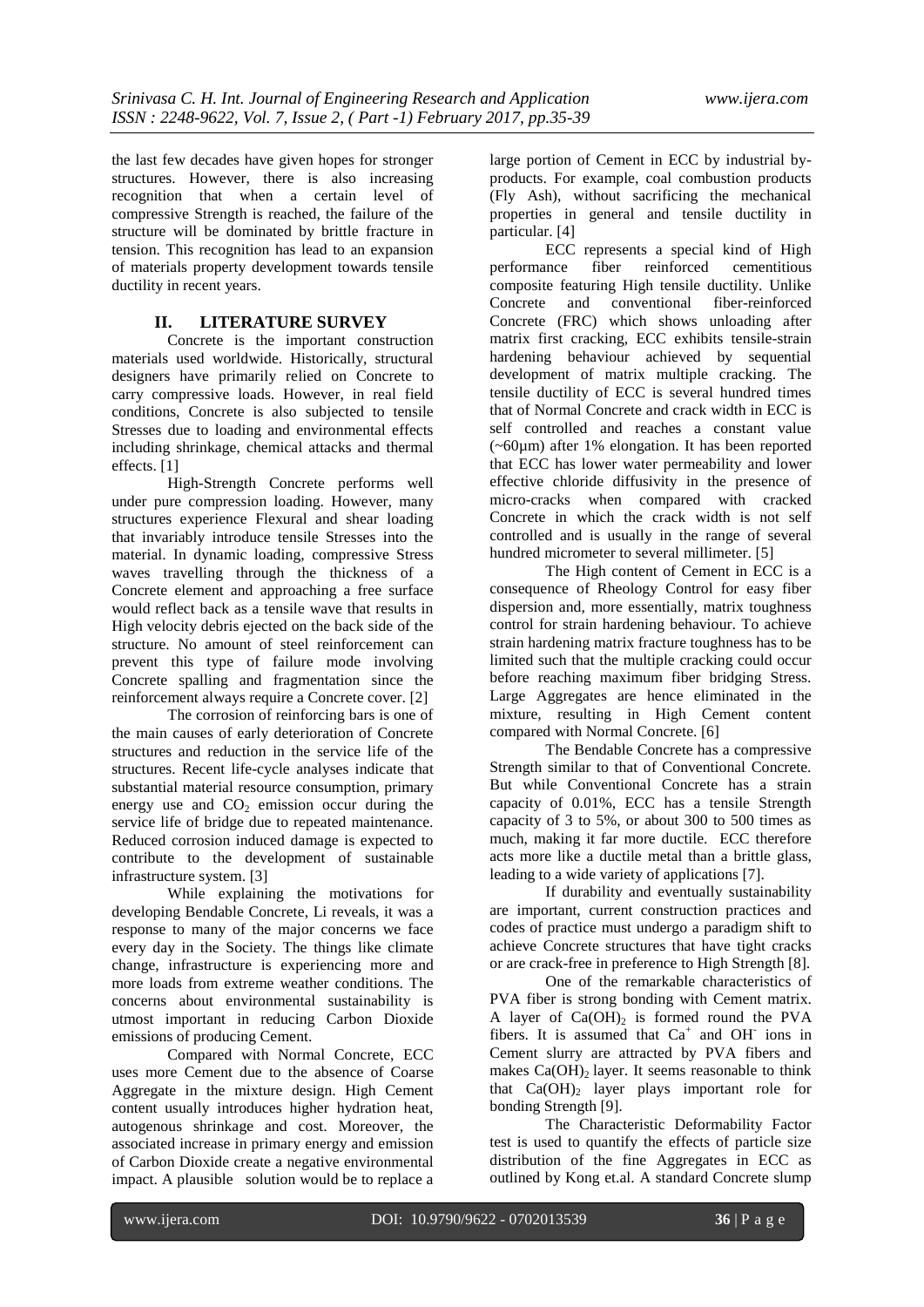the last few decades have given hopes for stronger structures. However, there is also increasing recognition that when a certain level of compressive Strength is reached, the failure of the structure will be dominated by brittle fracture in tension. This recognition has lead to an expansion of materials property development towards tensile ductility in recent years.

## II. LITERATURE SURVEY

Concrete is the important construction materials used worldwide. Historically, structural designers have primarily relied on Concrete to carry compressive loads. However, in real field conditions, Concrete is also subjected to tensile Stresses due to loading and environmental effects including shrinkage, chemical attacks and thermal effects. [1]

High-Strength Concrete performs well under pure compression loading. However, many structures experience Flexural and shear loading that invariably introduce tensile Stresses into the material. In dynamic loading, compressive Stress waves travelling through the thickness of a Concrete element and approaching a free surface would reflect back as a tensile wave that results in High velocity debris ejected on the back side of the structure. No amount of steel reinforcement can prevent this type of failure mode involving Concrete spalling and fragmentation since the reinforcement always require a Concrete cover. [2]

The corrosion of reinforcing bars is one of the main causes of early deterioration of Concrete structures and reduction in the service life of the structures. Recent life-cycle analyses indicate that substantial material resource consumption, primary energy use and $CO_2$ emission occur during the service life of bridge due to repeated maintenance. Reduced corrosion induced damage is expected to contribute to the development of sustainable infrastructure system. [3]

While explaining the motivations for developing Bendable Concrete, Li reveals, it was a response to many of the major concerns we face every day in the Society. The things like climate change, infrastructure is experiencing more and more loads from extreme weather conditions. The concerns about environmental sustainability is utmost important in reducing Carbon Dioxide emissions of producing Cement.

Compared with Normal Concrete, ECC uses more Cement due to the absence of Coarse Aggregate in the mixture design. High Cement content usually introduces higher hydration heat, autogenous shrinkage and cost. Moreover, the associated increase in primary energy and emission of Carbon Dioxide create a negative environmental impact. A plausible solution would be to replace a large portion of Cement in ECC by industrial by-products. For example, coal combustion products (Fly Ash), without sacrificing the mechanical properties in general and tensile ductility in particular. [4]

ECC represents a special kind of High performance fiber reinforced cementitious composite featuring High tensile ductility. Unlike Concrete and conventional fiber-reinforced Concrete (FRC) which shows unloading after matrix first cracking, ECC exhibits tensile-strain hardening behaviour achieved by sequential development of matrix multiple cracking. The tensile ductility of ECC is several hundred times that of Normal Concrete and crack width in ECC is self controlled and reaches a constant value (~60µm) after 1% elongation. It has been reported that ECC has lower water permeability and lower effective chloride diffusivity in the presence of micro-cracks when compared with cracked Concrete in which the crack width is not self controlled and is usually in the range of several hundred micrometer to several millimeter. [5]

The High content of Cement in ECC is a consequence of Rheology Control for easy fiber dispersion and, more essentially, matrix toughness control for strain hardening behaviour. To achieve strain hardening matrix fracture toughness has to be limited such that the multiple cracking could occur before reaching maximum fiber bridging Stress. Large Aggregates are hence eliminated in the mixture, resulting in High Cement content compared with Normal Concrete. [6]

The Bendable Concrete has a compressive Strength similar to that of Conventional Concrete. But while Conventional Concrete has a strain capacity of 0.01%, ECC has a tensile Strength capacity of 3 to 5%, or about 300 to 500 times as much, making it far more ductile. ECC therefore acts more like a ductile metal than a brittle glass, leading to a wide variety of applications [7].

If durability and eventually sustainability are important, current construction practices and codes of practice must undergo a paradigm shift to achieve Concrete structures that have tight cracks or are crack-free in preference to High Strength [8].

One of the remarkable characteristics of PVA fiber is strong bonding with Cement matrix. A layer of $Ca(OH)_2$ is formed round the PVA fibers. It is assumed that $Ca^+$ and $OH^-$ ions in Cement slurry are attracted by PVA fibers and makes $Ca(OH)_2$ layer. It seems reasonable to think that $Ca(OH)_2$ layer plays important role for bonding Strength [9].

The Characteristic Deformability Factor test is used to quantify the effects of particle size distribution of the fine Aggregates in ECC as outlined by Kong et.al. A standard Concrete slump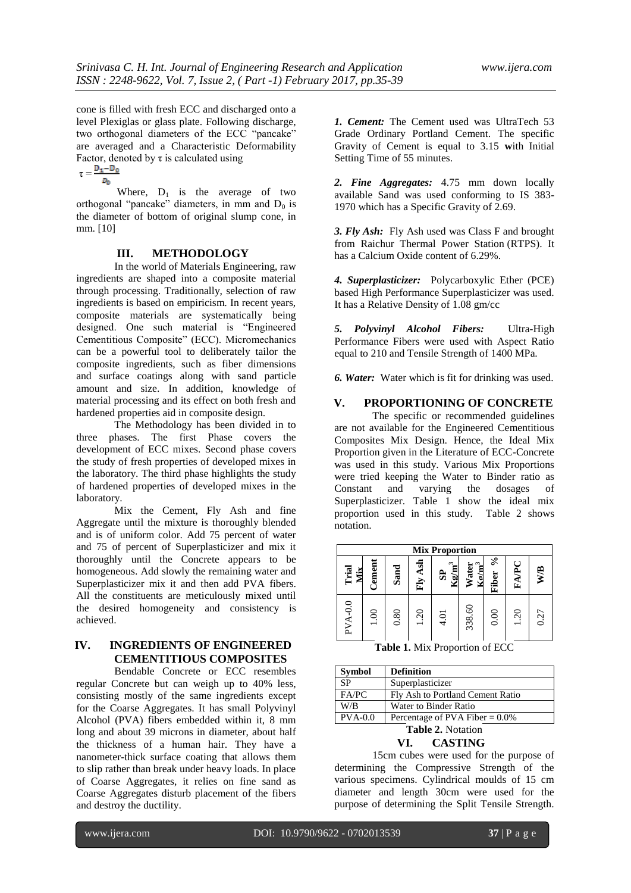cone is filled with fresh ECC and discharged onto a level Plexiglas or glass plate. Following discharge, two orthogonal diameters of the ECC "pancake" are averaged and a Characteristic Deformability Factor, denoted by τ is calculated using

$$\tau = \frac{D_1 - D_0}{D_0}$$

Where, $D_1$ is the average of two orthogonal "pancake" diameters, in mm and $D_0$ is the diameter of bottom of original slump cone, in mm. [10]

## III. METHODOLOGY

In the world of Materials Engineering, raw ingredients are shaped into a composite material through processing. Traditionally, selection of raw ingredients is based on empiricism. In recent years, composite materials are systematically being designed. One such material is "Engineered Cementitious Composite" (ECC). Micromechanics can be a powerful tool to deliberately tailor the composite ingredients, such as fiber dimensions and surface coatings along with sand particle amount and size. In addition, knowledge of material processing and its effect on both fresh and hardened properties aid in composite design.

The Methodology has been divided in to three phases. The first Phase covers the development of ECC mixes. Second phase covers the study of fresh properties of developed mixes in the laboratory. The third phase highlights the study of hardened properties of developed mixes in the laboratory.

Mix the Cement, Fly Ash and fine Aggregate until the mixture is thoroughly blended and is of uniform color. Add 75 percent of water and 75 of percent of Superplasticizer and mix it thoroughly until the Concrete appears to be homogeneous. Add slowly the remaining water and Superplasticizer mix it and then add PVA fibers. All the constituents are meticulously mixed until the desired homogeneity and consistency is achieved.

## IV. INGREDIENTS OF ENGINEERED CEMENTITIOUS COMPOSITES

Bendable Concrete or ECC resembles regular Concrete but can weigh up to 40% less, consisting mostly of the same ingredients except for the Coarse Aggregates. It has small Polyvinyl Alcohol (PVA) fibers embedded within it, 8 mm long and about 39 microns in diameter, about half the thickness of a human hair. They have a nanometer-thick surface coating that allows them to slip rather than break under heavy loads. In place of Coarse Aggregates, it relies on fine sand as Coarse Aggregates disturb placement of the fibers and destroy the ductility.

***1. Cement:*** The Cement used was UltraTech 53 Grade Ordinary Portland Cement. The specific Gravity of Cement is equal to 3.15 **w**ith Initial Setting Time of 55 minutes.

***2. Fine Aggregates:*** 4.75 mm down locally available Sand was used conforming to IS 383-1970 which has a Specific Gravity of 2.69.

***3. Fly Ash:*** Fly Ash used was Class F and brought from Raichur Thermal Power Station (RTPS). It has a Calcium Oxide content of 6.29%.

***4. Superplasticizer:*** Polycarboxylic Ether (PCE) based High Performance Superplasticizer was used. It has a Relative Density of 1.08 gm/cc

***5. Polyvinyl Alcohol Fibers:*** Ultra-High Performance Fibers were used with Aspect Ratio equal to 210 and Tensile Strength of 1400 MPa.

***6. Water:*** Water which is fit for drinking was used.

## V. PROPORTIONING OF CONCRETE

The specific or recommended guidelines are not available for the Engineered Cementitious Composites Mix Design. Hence, the Ideal Mix Proportion given in the Literature of ECC-Concrete was used in this study. Various Mix Proportions were tried keeping the Water to Binder ratio as Constant and varying the dosages of Superplasticizer. Table 1 show the ideal mix proportion used in this study. Table 2 shows notation.

| Mix Proportion | | | | | | | | |
|---|---|---|---|---|---|---|---|---|
| Trial Mix | Cement | Sand | Fly Ash | SP $Kg/m^3$ | Water $Kg/m^3$ | Fiber % | FA/PC | W/B |
| PVA-0.0 | 1.00 | 0.80 | 1.20 | 4.01 | 338.60 | 0.00 | 1.20 | 0.27 |

**Table 1.** Mix Proportion of ECC

| Symbol | Definition |
|---|---|
| SP | Superplasticizer |
| FA/PC | Fly Ash to Portland Cement Ratio |
| W/B | Water to Binder Ratio |
| PVA-0.0 | Percentage of PVA Fiber = 0.0% |

**Table 2.** Notation

## VI. CASTING

15cm cubes were used for the purpose of determining the Compressive Strength of the various specimens. Cylindrical moulds of 15 cm diameter and length 30cm were used for the purpose of determining the Split Tensile Strength.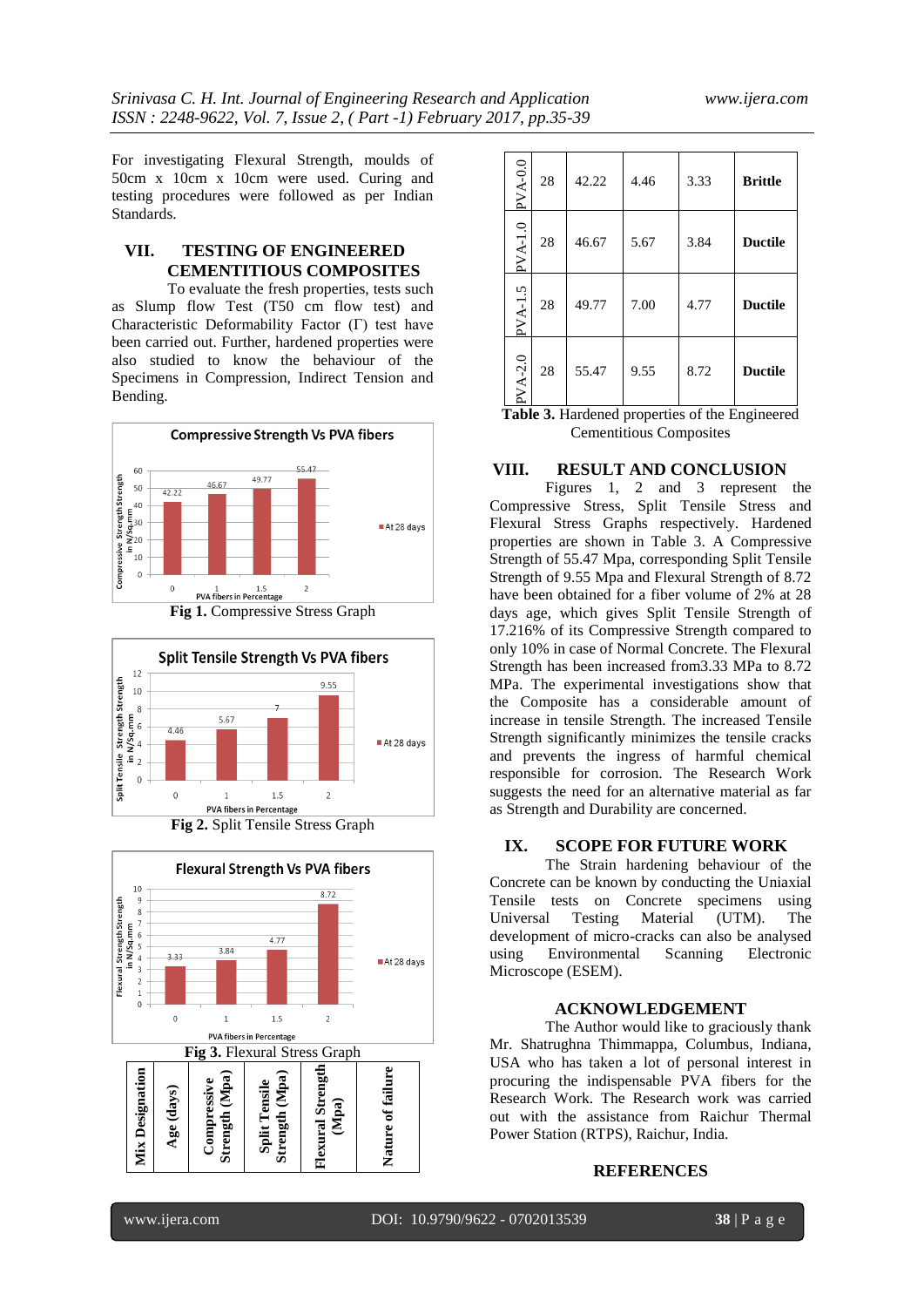For investigating Flexural Strength, moulds of 50cm x 10cm x 10cm were used. Curing and testing procedures were followed as per Indian Standards.

## VII. TESTING OF ENGINEERED CEMENTITIOUS COMPOSITES

To evaluate the fresh properties, tests such as Slump flow Test (T50 cm flow test) and Characteristic Deformability Factor (Γ) test have been carried out. Further, hardened properties were also studied to know the behaviour of the Specimens in Compression, Indirect Tension and Bending.

**Fig 1.** Compressive Stress Graph

**Fig 2.** Split Tensile Stress Graph

**Fig 3.** Flexural Stress Graph

| Mix Designation | Age (days) | Compressive Strength (Mpa) | Split Tensile Strength (Mpa) | Flexural Strength (Mpa) | Nature of failure |
|---|---|---|---|---|---|
| PVA-0.0 | 28 | 42.22 | 4.46 | 3.33 | **Brittle** |
| PVA-1.0 | 28 | 46.67 | 5.67 | 3.84 | **Ductile** |
| PVA-1.5 | 28 | 49.77 | 7.00 | 4.77 | **Ductile** |
| PVA-2.0 | 28 | 55.47 | 9.55 | 8.72 | **Ductile** |

**Table 3.** Hardened properties of the Engineered Cementitious Composites

## VIII. RESULT AND CONCLUSION

Figures 1, 2 and 3 represent the Compressive Stress, Split Tensile Stress and Flexural Stress Graphs respectively. Hardened properties are shown in Table 3. A Compressive Strength of 55.47 Mpa, corresponding Split Tensile Strength of 9.55 Mpa and Flexural Strength of 8.72 have been obtained for a fiber volume of 2% at 28 days age, which gives Split Tensile Strength of 17.216% of its Compressive Strength compared to only 10% in case of Normal Concrete. The Flexural Strength has been increased from3.33 MPa to 8.72 MPa. The experimental investigations show that the Composite has a considerable amount of increase in tensile Strength. The increased Tensile Strength significantly minimizes the tensile cracks and prevents the ingress of harmful chemical responsible for corrosion. The Research Work suggests the need for an alternative material as far as Strength and Durability are concerned.

## IX. SCOPE FOR FUTURE WORK

The Strain hardening behaviour of the Concrete can be known by conducting the Uniaxial Tensile tests on Concrete specimens using Universal Testing Material (UTM). The development of micro-cracks can also be analysed using Environmental Scanning Electronic Microscope (ESEM).

## ACKNOWLEDGEMENT

The Author would like to graciously thank Mr. Shatrughna Thimmappa, Columbus, Indiana, USA who has taken a lot of personal interest in procuring the indispensable PVA fibers for the Research Work. The Research work was carried out with the assistance from Raichur Thermal Power Station (RTPS), Raichur, India.

## REFERENCES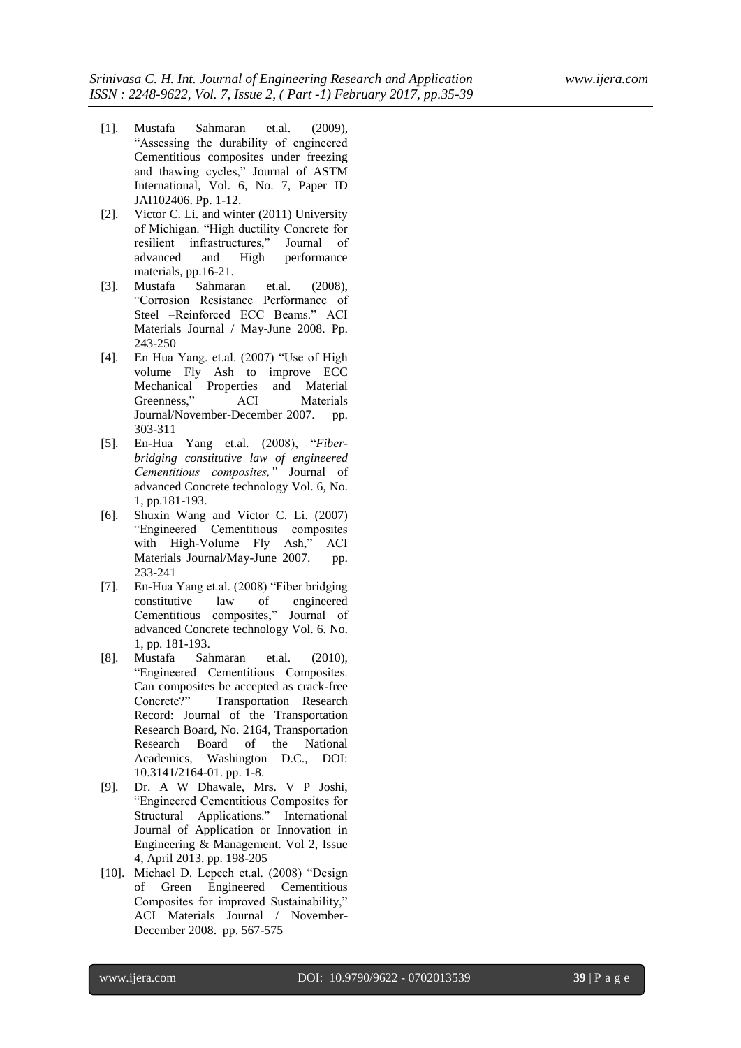- [1]. Mustafa Sahmaran et.al. (2009), "Assessing the durability of engineered Cementitious composites under freezing and thawing cycles," Journal of ASTM International, Vol. 6, No. 7, Paper ID JAI102406. Pp. 1-12.
- [2]. Victor C. Li. and winter (2011) University of Michigan. "High ductility Concrete for resilient infrastructures," Journal of advanced and High performance materials, pp.16-21.
- [3]. Mustafa Sahmaran et.al. (2008), "Corrosion Resistance Performance of Steel –Reinforced ECC Beams." ACI Materials Journal / May-June 2008. Pp. 243-250
- [4]. En Hua Yang. et.al. (2007) "Use of High volume Fly Ash to improve ECC Mechanical Properties and Material Greenness," ACI Materials Journal/November-December 2007. pp. 303-311
- [5]. En-Hua Yang et.al. (2008), "*Fiber-bridging constitutive law of engineered Cementitious composites,"* Journal of advanced Concrete technology Vol. 6, No. 1, pp.181-193.
- [6]. Shuxin Wang and Victor C. Li. (2007) "Engineered Cementitious composites with High-Volume Fly Ash," ACI Materials Journal/May-June 2007. pp. 233-241
- [7]. En-Hua Yang et.al. (2008) "Fiber bridging constitutive law of engineered Cementitious composites," Journal of advanced Concrete technology Vol. 6. No. 1, pp. 181-193.
- [8]. Mustafa Sahmaran et.al. (2010), "Engineered Cementitious Composites. Can composites be accepted as crack-free Concrete?" Transportation Research Record: Journal of the Transportation Research Board, No. 2164, Transportation Research Board of the National Academics, Washington D.C., DOI: 10.3141/2164-01. pp. 1-8.
- [9]. Dr. A W Dhawale, Mrs. V P Joshi, "Engineered Cementitious Composites for Structural Applications." International Journal of Application or Innovation in Engineering & Management. Vol 2, Issue 4, April 2013. pp. 198-205
- [10]. Michael D. Lepech et.al. (2008) "Design of Green Engineered Cementitious Composites for improved Sustainability," ACI Materials Journal / November-December 2008. pp. 567-575